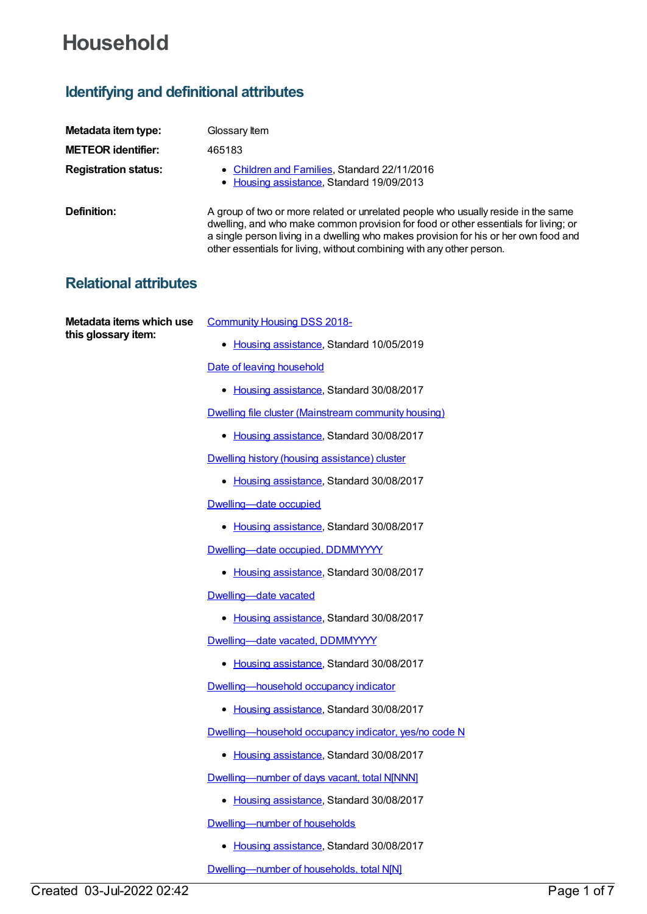# Household

## Identifying and definitional attributes

**Metadata item type:** Glossary Item

**METEOR identifier:** 465183

**Registration status:**

- Children and Families, Standard 22/11/2016
- Housing assistance, Standard 19/09/2013

**Definition:** A group of two or more related or unrelated people who usually reside in the same dwelling, and who make common provision for food or other essentials for living; or a single person living in a dwelling who makes provision for his or her own food and other essentials for living, without combining with any other person.

## Relational attributes

**Metadata items which use this glossary item:**

Community Housing DSS 2018-

- Housing assistance, Standard 10/05/2019

Date of leaving household

- Housing assistance, Standard 30/08/2017

Dwelling file cluster (Mainstream community housing)

- Housing assistance, Standard 30/08/2017

Dwelling history (housing assistance) cluster

- Housing assistance, Standard 30/08/2017

Dwelling—date occupied

- Housing assistance, Standard 30/08/2017

Dwelling—date occupied, DDMMYYYY

- Housing assistance, Standard 30/08/2017

Dwelling—date vacated

- Housing assistance, Standard 30/08/2017

Dwelling—date vacated, DDMMYYYY

- Housing assistance, Standard 30/08/2017

Dwelling—household occupancy indicator

- Housing assistance, Standard 30/08/2017

Dwelling—household occupancy indicator, yes/no code N

- Housing assistance, Standard 30/08/2017

Dwelling—number of days vacant, total N[NNN]

- Housing assistance, Standard 30/08/2017

Dwelling—number of households

- Housing assistance, Standard 30/08/2017

Dwelling—number of households, total N[N]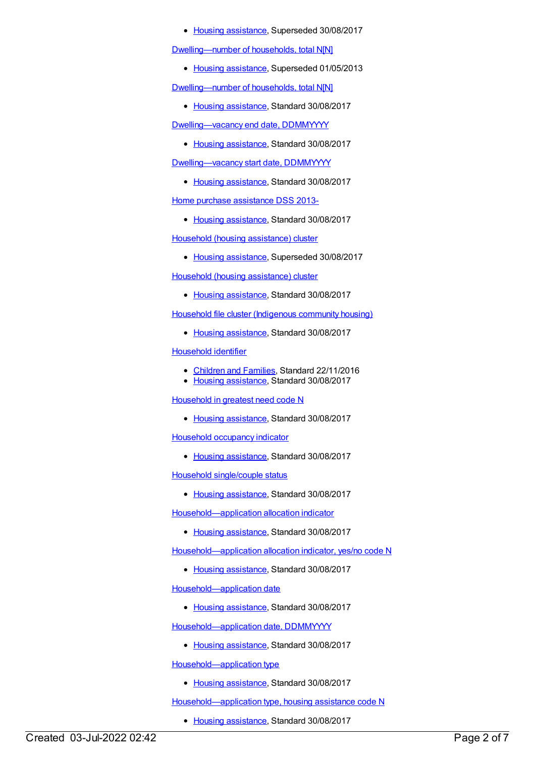- Housing assistance, Superseded 30/08/2017

Dwelling—number of households, total N[N]

- Housing assistance, Superseded 01/05/2013

Dwelling—number of households, total N[N]

- Housing assistance, Standard 30/08/2017

Dwelling—vacancy end date, DDMMYYYY

- Housing assistance, Standard 30/08/2017

Dwelling—vacancy start date, DDMMYYYY

- Housing assistance, Standard 30/08/2017

Home purchase assistance DSS 2013-

- Housing assistance, Standard 30/08/2017

Household (housing assistance) cluster

- Housing assistance, Superseded 30/08/2017

Household (housing assistance) cluster

- Housing assistance, Standard 30/08/2017

Household file cluster (Indigenous community housing)

- Housing assistance, Standard 30/08/2017

Household identifier

- Children and Families, Standard 22/11/2016
- Housing assistance, Standard 30/08/2017

Household in greatest need code N

- Housing assistance, Standard 30/08/2017

Household occupancy indicator

- Housing assistance, Standard 30/08/2017

Household single/couple status

- Housing assistance, Standard 30/08/2017

Household—application allocation indicator

- Housing assistance, Standard 30/08/2017

Household—application allocation indicator, yes/no code N

- Housing assistance, Standard 30/08/2017

Household—application date

- Housing assistance, Standard 30/08/2017

Household—application date, DDMMYYYY

- Housing assistance, Standard 30/08/2017

Household—application type

- Housing assistance, Standard 30/08/2017

Household—application type, housing assistance code N

- Housing assistance, Standard 30/08/2017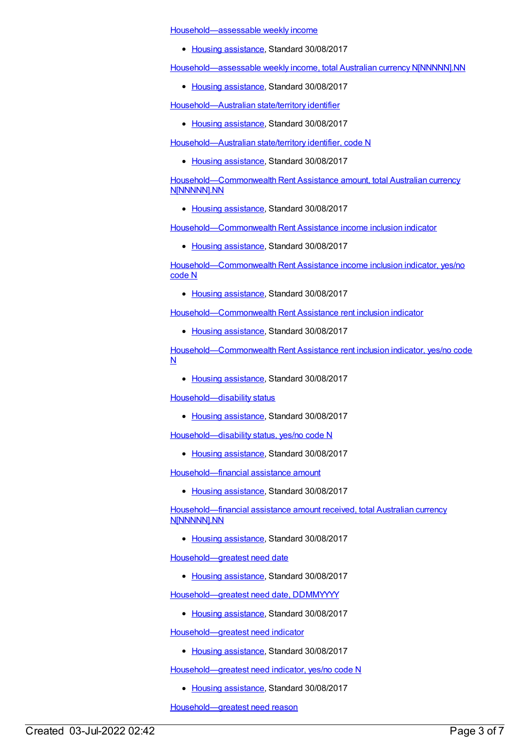Household—assessable weekly income

- Housing assistance, Standard 30/08/2017

Household—assessable weekly income, total Australian currency N[NNNNN].NN

- Housing assistance, Standard 30/08/2017

Household—Australian state/territory identifier

- Housing assistance, Standard 30/08/2017

Household—Australian state/territory identifier, code N

- Housing assistance, Standard 30/08/2017

Household—Commonwealth Rent Assistance amount, total Australian currency N[NNNNN].NN

- Housing assistance, Standard 30/08/2017

Household—Commonwealth Rent Assistance income inclusion indicator

- Housing assistance, Standard 30/08/2017

Household—Commonwealth Rent Assistance income inclusion indicator, yes/no code N

- Housing assistance, Standard 30/08/2017

Household—Commonwealth Rent Assistance rent inclusion indicator

- Housing assistance, Standard 30/08/2017

Household—Commonwealth Rent Assistance rent inclusion indicator, yes/no code N

- Housing assistance, Standard 30/08/2017

Household—disability status

- Housing assistance, Standard 30/08/2017

Household—disability status, yes/no code N

- Housing assistance, Standard 30/08/2017

Household—financial assistance amount

- Housing assistance, Standard 30/08/2017

Household—financial assistance amount received, total Australian currency N[NNNNN].NN

- Housing assistance, Standard 30/08/2017

Household—greatest need date

- Housing assistance, Standard 30/08/2017

Household—greatest need date, DDMMYYYY

- Housing assistance, Standard 30/08/2017

Household—greatest need indicator

- Housing assistance, Standard 30/08/2017

Household—greatest need indicator, yes/no code N

- Housing assistance, Standard 30/08/2017

Household—greatest need reason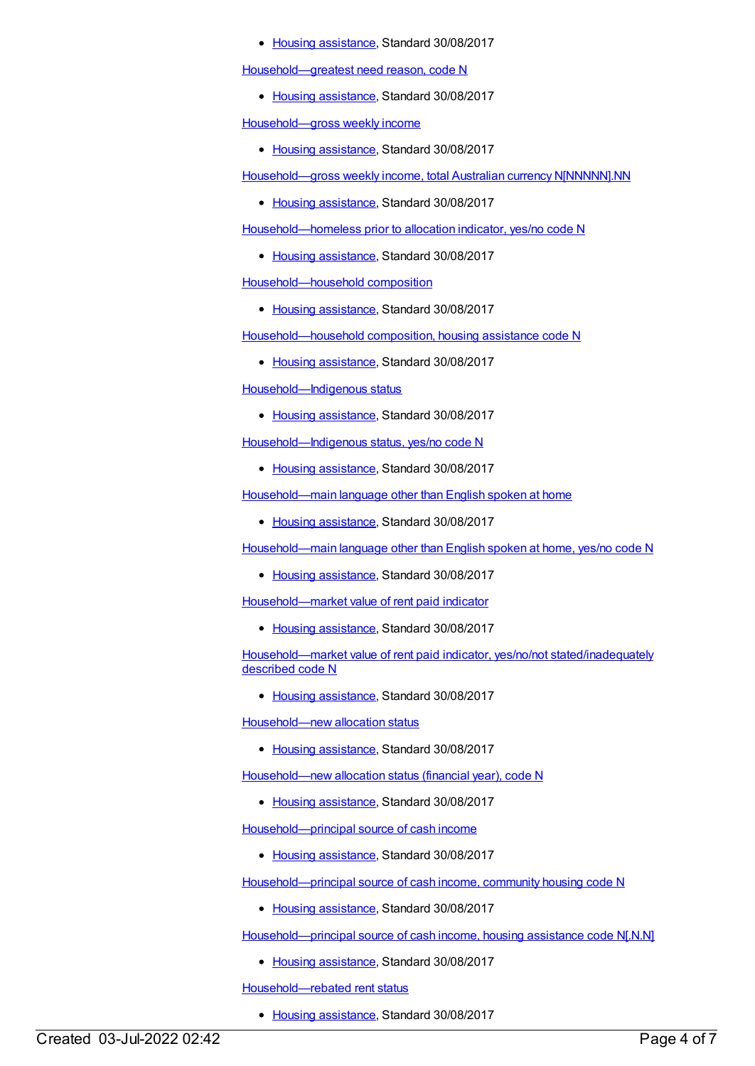- Housing assistance, Standard 30/08/2017

Household—greatest need reason, code N

- Housing assistance, Standard 30/08/2017

Household—gross weekly income

- Housing assistance, Standard 30/08/2017

Household—gross weekly income, total Australian currency N[NNNNN].NN

- Housing assistance, Standard 30/08/2017

Household—homeless prior to allocation indicator, yes/no code N

- Housing assistance, Standard 30/08/2017

Household—household composition

- Housing assistance, Standard 30/08/2017

Household—household composition, housing assistance code N

- Housing assistance, Standard 30/08/2017

Household—Indigenous status

- Housing assistance, Standard 30/08/2017

Household—Indigenous status, yes/no code N

- Housing assistance, Standard 30/08/2017

Household—main language other than English spoken at home

- Housing assistance, Standard 30/08/2017

Household—main language other than English spoken at home, yes/no code N

- Housing assistance, Standard 30/08/2017

Household—market value of rent paid indicator

- Housing assistance, Standard 30/08/2017

Household—market value of rent paid indicator, yes/no/not stated/inadequately described code N

- Housing assistance, Standard 30/08/2017

Household—new allocation status

- Housing assistance, Standard 30/08/2017

Household—new allocation status (financial year), code N

- Housing assistance, Standard 30/08/2017

Household—principal source of cash income

- Housing assistance, Standard 30/08/2017

Household—principal source of cash income, community housing code N

- Housing assistance, Standard 30/08/2017

Household—principal source of cash income, housing assistance code N[.N.N]

- Housing assistance, Standard 30/08/2017

Household—rebated rent status

- Housing assistance, Standard 30/08/2017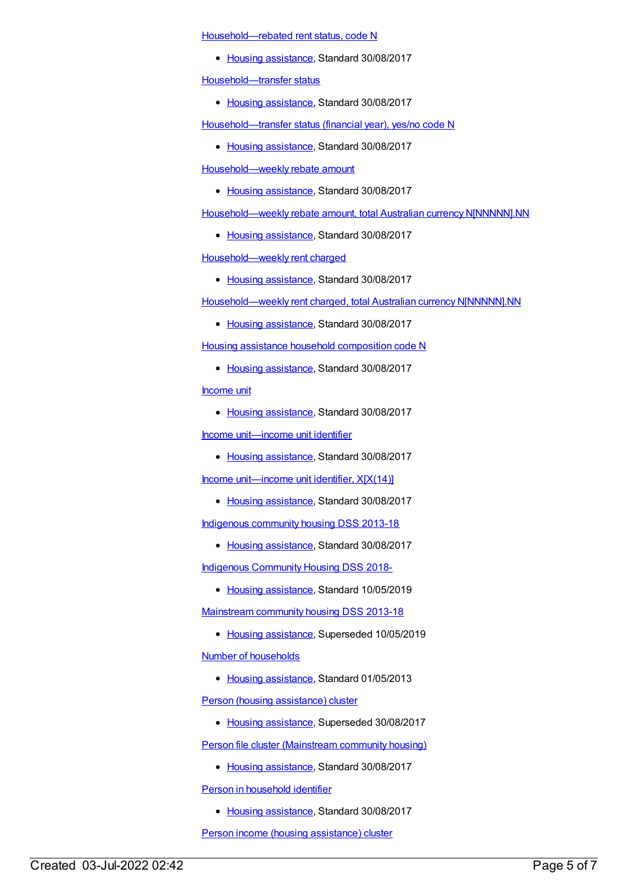Household—rebated rent status, code N

- Housing assistance, Standard 30/08/2017

Household—transfer status

- Housing assistance, Standard 30/08/2017

Household—transfer status (financial year), yes/no code N

- Housing assistance, Standard 30/08/2017

Household—weekly rebate amount

- Housing assistance, Standard 30/08/2017

Household—weekly rebate amount, total Australian currency N[NNNNN].NN

- Housing assistance, Standard 30/08/2017

Household—weekly rent charged

- Housing assistance, Standard 30/08/2017

Household—weekly rent charged, total Australian currency N[NNNNN].NN

- Housing assistance, Standard 30/08/2017

Housing assistance household composition code N

- Housing assistance, Standard 30/08/2017

Income unit

- Housing assistance, Standard 30/08/2017

Income unit—income unit identifier

- Housing assistance, Standard 30/08/2017

Income unit—income unit identifier, X[X(14)]

- Housing assistance, Standard 30/08/2017

Indigenous community housing DSS 2013-18

- Housing assistance, Standard 30/08/2017

Indigenous Community Housing DSS 2018-

- Housing assistance, Standard 10/05/2019

Mainstream community housing DSS 2013-18

- Housing assistance, Superseded 10/05/2019

Number of households

- Housing assistance, Standard 01/05/2013

Person (housing assistance) cluster

- Housing assistance, Superseded 30/08/2017

Person file cluster (Mainstream community housing)

- Housing assistance, Standard 30/08/2017

Person in household identifier

- Housing assistance, Standard 30/08/2017

Person income (housing assistance) cluster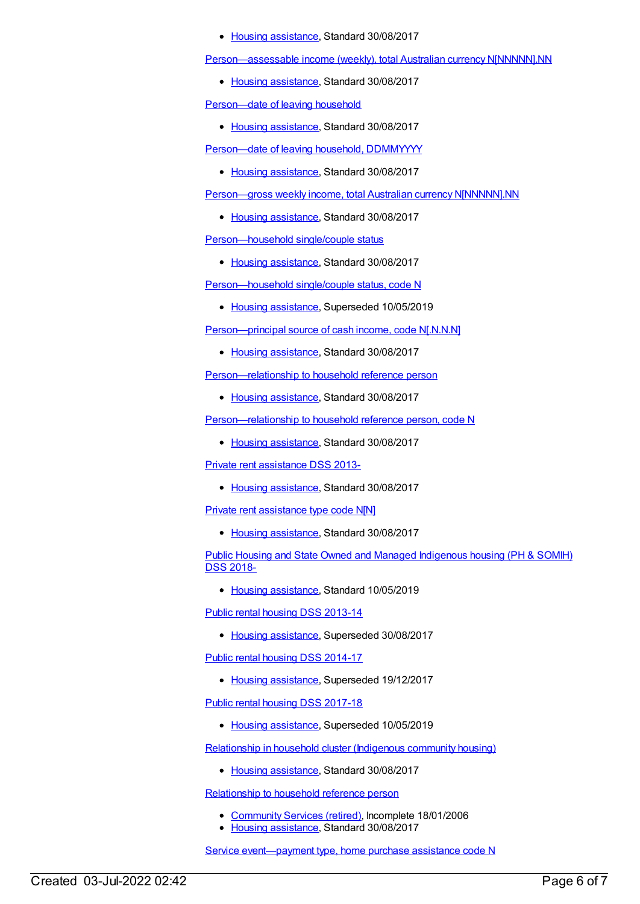- Housing assistance, Standard 30/08/2017

Person—assessable income (weekly), total Australian currency N[NNNNN].NN

- Housing assistance, Standard 30/08/2017

Person—date of leaving household

- Housing assistance, Standard 30/08/2017

Person—date of leaving household, DDMMYYYY

- Housing assistance, Standard 30/08/2017

Person—gross weekly income, total Australian currency N[NNNNN].NN

- Housing assistance, Standard 30/08/2017

Person—household single/couple status

- Housing assistance, Standard 30/08/2017

Person—household single/couple status, code N

- Housing assistance, Superseded 10/05/2019

Person—principal source of cash income, code N[.N.N.N]

- Housing assistance, Standard 30/08/2017

Person—relationship to household reference person

- Housing assistance, Standard 30/08/2017

Person—relationship to household reference person, code N

- Housing assistance, Standard 30/08/2017

Private rent assistance DSS 2013-

- Housing assistance, Standard 30/08/2017

Private rent assistance type code N[N]

- Housing assistance, Standard 30/08/2017

Public Housing and State Owned and Managed Indigenous housing (PH & SOMIH) DSS 2018-

- Housing assistance, Standard 10/05/2019

Public rental housing DSS 2013-14

- Housing assistance, Superseded 30/08/2017

Public rental housing DSS 2014-17

- Housing assistance, Superseded 19/12/2017

Public rental housing DSS 2017-18

- Housing assistance, Superseded 10/05/2019

Relationship in household cluster (Indigenous community housing)

- Housing assistance, Standard 30/08/2017

Relationship to household reference person

- Community Services (retired), Incomplete 18/01/2006
- Housing assistance, Standard 30/08/2017

Service event—payment type, home purchase assistance code N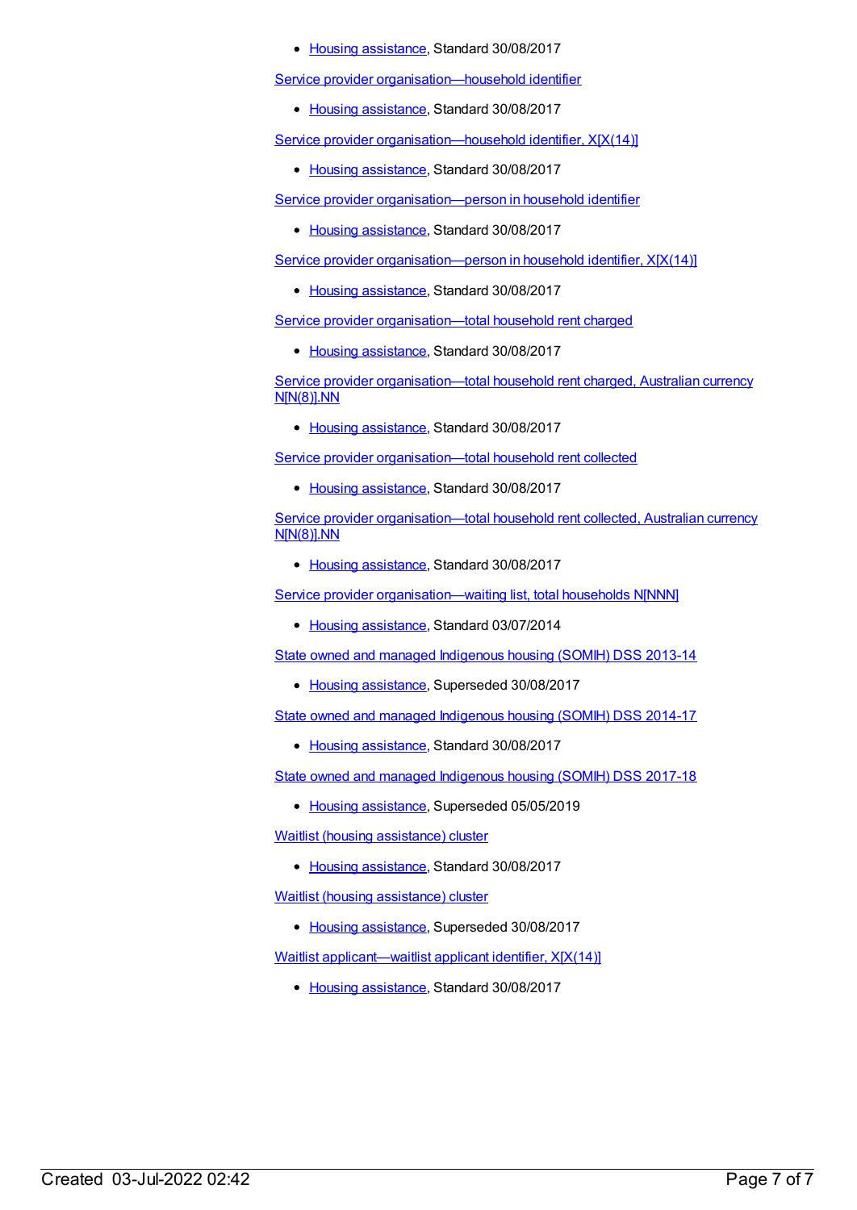- Housing assistance, Standard 30/08/2017

Service provider organisation—household identifier

- Housing assistance, Standard 30/08/2017

Service provider organisation—household identifier, X[X(14)]

- Housing assistance, Standard 30/08/2017

Service provider organisation—person in household identifier

- Housing assistance, Standard 30/08/2017

Service provider organisation—person in household identifier, X[X(14)]

- Housing assistance, Standard 30/08/2017

Service provider organisation—total household rent charged

- Housing assistance, Standard 30/08/2017

Service provider organisation—total household rent charged, Australian currency N[N(8)].NN

- Housing assistance, Standard 30/08/2017

Service provider organisation—total household rent collected

- Housing assistance, Standard 30/08/2017

Service provider organisation—total household rent collected, Australian currency N[N(8)].NN

- Housing assistance, Standard 30/08/2017

Service provider organisation—waiting list, total households N[NNN]

- Housing assistance, Standard 03/07/2014

State owned and managed Indigenous housing (SOMIH) DSS 2013-14

- Housing assistance, Superseded 30/08/2017

State owned and managed Indigenous housing (SOMIH) DSS 2014-17

- Housing assistance, Standard 30/08/2017

State owned and managed Indigenous housing (SOMIH) DSS 2017-18

- Housing assistance, Superseded 05/05/2019

Waitlist (housing assistance) cluster

- Housing assistance, Standard 30/08/2017

Waitlist (housing assistance) cluster

- Housing assistance, Superseded 30/08/2017

Waitlist applicant—waitlist applicant identifier, X[X(14)]

- Housing assistance, Standard 30/08/2017